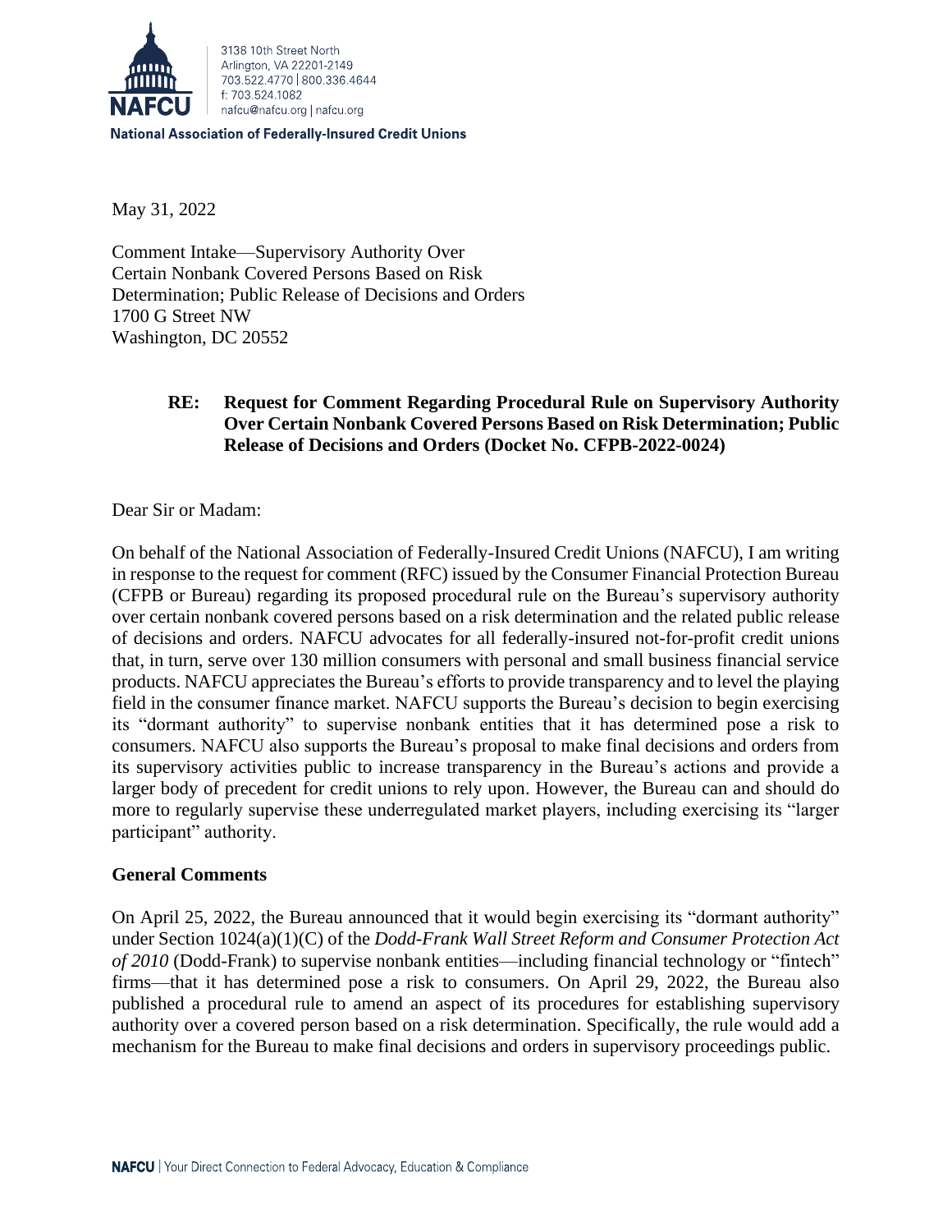3138 10th Street North
Arlington, VA 22201-2149
703.522.4770 | 800.336.4644
f: 703.524.1082
nafcu@nafcu.org | nafcu.org

**National Association of Federally-Insured Credit Unions**

May 31, 2022

Comment Intake—Supervisory Authority Over
Certain Nonbank Covered Persons Based on Risk
Determination; Public Release of Decisions and Orders
1700 G Street NW
Washington, DC 20552

**RE: Request for Comment Regarding Procedural Rule on Supervisory Authority Over Certain Nonbank Covered Persons Based on Risk Determination; Public Release of Decisions and Orders (Docket No. CFPB-2022-0024)**

Dear Sir or Madam:

On behalf of the National Association of Federally-Insured Credit Unions (NAFCU), I am writing in response to the request for comment (RFC) issued by the Consumer Financial Protection Bureau (CFPB or Bureau) regarding its proposed procedural rule on the Bureau's supervisory authority over certain nonbank covered persons based on a risk determination and the related public release of decisions and orders. NAFCU advocates for all federally-insured not-for-profit credit unions that, in turn, serve over 130 million consumers with personal and small business financial service products. NAFCU appreciates the Bureau's efforts to provide transparency and to level the playing field in the consumer finance market. NAFCU supports the Bureau's decision to begin exercising its "dormant authority" to supervise nonbank entities that it has determined pose a risk to consumers. NAFCU also supports the Bureau's proposal to make final decisions and orders from its supervisory activities public to increase transparency in the Bureau's actions and provide a larger body of precedent for credit unions to rely upon. However, the Bureau can and should do more to regularly supervise these underregulated market players, including exercising its "larger participant" authority.

**General Comments**

On April 25, 2022, the Bureau announced that it would begin exercising its "dormant authority" under Section 1024(a)(1)(C) of the *Dodd-Frank Wall Street Reform and Consumer Protection Act of 2010* (Dodd-Frank) to supervise nonbank entities—including financial technology or "fintech" firms—that it has determined pose a risk to consumers. On April 29, 2022, the Bureau also published a procedural rule to amend an aspect of its procedures for establishing supervisory authority over a covered person based on a risk determination. Specifically, the rule would add a mechanism for the Bureau to make final decisions and orders in supervisory proceedings public.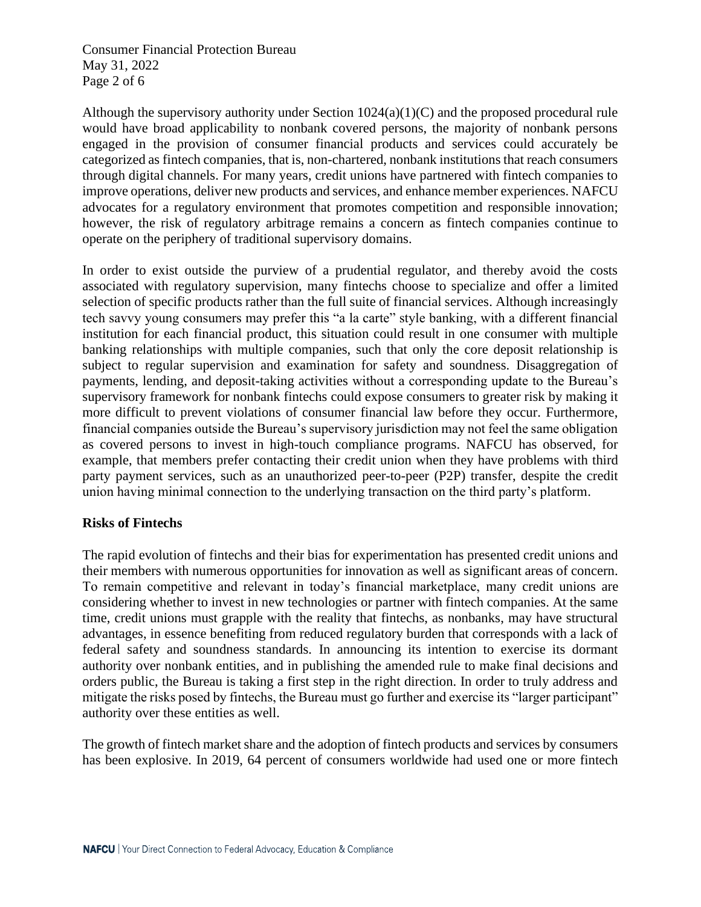Although the supervisory authority under Section 1024(a)(1)(C) and the proposed procedural rule would have broad applicability to nonbank covered persons, the majority of nonbank persons engaged in the provision of consumer financial products and services could accurately be categorized as fintech companies, that is, non-chartered, nonbank institutions that reach consumers through digital channels. For many years, credit unions have partnered with fintech companies to improve operations, deliver new products and services, and enhance member experiences. NAFCU advocates for a regulatory environment that promotes competition and responsible innovation; however, the risk of regulatory arbitrage remains a concern as fintech companies continue to operate on the periphery of traditional supervisory domains.

In order to exist outside the purview of a prudential regulator, and thereby avoid the costs associated with regulatory supervision, many fintechs choose to specialize and offer a limited selection of specific products rather than the full suite of financial services. Although increasingly tech savvy young consumers may prefer this "a la carte" style banking, with a different financial institution for each financial product, this situation could result in one consumer with multiple banking relationships with multiple companies, such that only the core deposit relationship is subject to regular supervision and examination for safety and soundness. Disaggregation of payments, lending, and deposit-taking activities without a corresponding update to the Bureau's supervisory framework for nonbank fintechs could expose consumers to greater risk by making it more difficult to prevent violations of consumer financial law before they occur. Furthermore, financial companies outside the Bureau's supervisory jurisdiction may not feel the same obligation as covered persons to invest in high-touch compliance programs. NAFCU has observed, for example, that members prefer contacting their credit union when they have problems with third party payment services, such as an unauthorized peer-to-peer (P2P) transfer, despite the credit union having minimal connection to the underlying transaction on the third party's platform.

**Risks of Fintechs**

The rapid evolution of fintechs and their bias for experimentation has presented credit unions and their members with numerous opportunities for innovation as well as significant areas of concern. To remain competitive and relevant in today's financial marketplace, many credit unions are considering whether to invest in new technologies or partner with fintech companies. At the same time, credit unions must grapple with the reality that fintechs, as nonbanks, may have structural advantages, in essence benefiting from reduced regulatory burden that corresponds with a lack of federal safety and soundness standards. In announcing its intention to exercise its dormant authority over nonbank entities, and in publishing the amended rule to make final decisions and orders public, the Bureau is taking a first step in the right direction. In order to truly address and mitigate the risks posed by fintechs, the Bureau must go further and exercise its "larger participant" authority over these entities as well.

The growth of fintech market share and the adoption of fintech products and services by consumers has been explosive. In 2019, 64 percent of consumers worldwide had used one or more fintech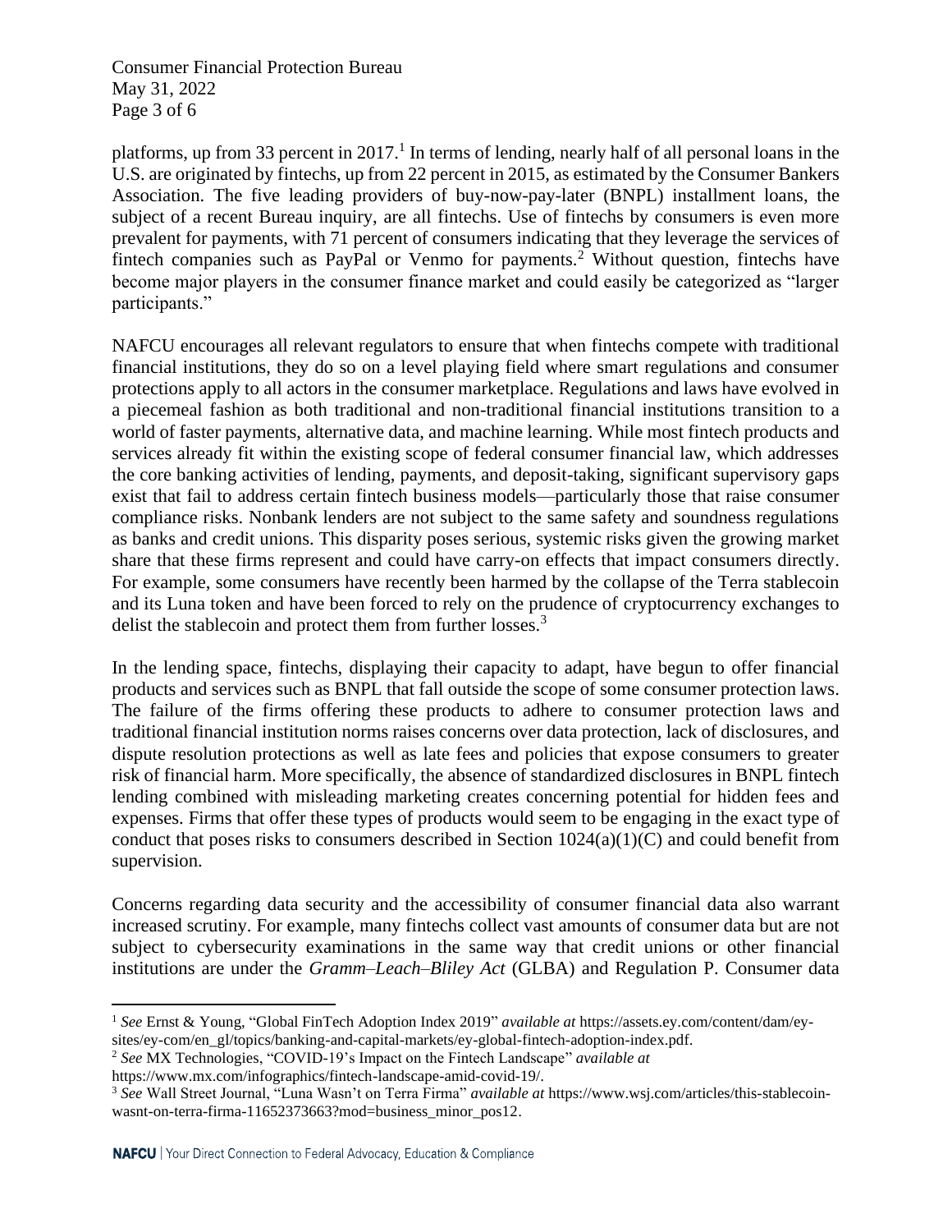platforms, up from 33 percent in 2017.[1] In terms of lending, nearly half of all personal loans in the U.S. are originated by fintechs, up from 22 percent in 2015, as estimated by the Consumer Bankers Association. The five leading providers of buy-now-pay-later (BNPL) installment loans, the subject of a recent Bureau inquiry, are all fintechs. Use of fintechs by consumers is even more prevalent for payments, with 71 percent of consumers indicating that they leverage the services of fintech companies such as PayPal or Venmo for payments.[2] Without question, fintechs have become major players in the consumer finance market and could easily be categorized as "larger participants."

NAFCU encourages all relevant regulators to ensure that when fintechs compete with traditional financial institutions, they do so on a level playing field where smart regulations and consumer protections apply to all actors in the consumer marketplace. Regulations and laws have evolved in a piecemeal fashion as both traditional and non-traditional financial institutions transition to a world of faster payments, alternative data, and machine learning. While most fintech products and services already fit within the existing scope of federal consumer financial law, which addresses the core banking activities of lending, payments, and deposit-taking, significant supervisory gaps exist that fail to address certain fintech business models—particularly those that raise consumer compliance risks. Nonbank lenders are not subject to the same safety and soundness regulations as banks and credit unions. This disparity poses serious, systemic risks given the growing market share that these firms represent and could have carry-on effects that impact consumers directly. For example, some consumers have recently been harmed by the collapse of the Terra stablecoin and its Luna token and have been forced to rely on the prudence of cryptocurrency exchanges to delist the stablecoin and protect them from further losses.[3]

In the lending space, fintechs, displaying their capacity to adapt, have begun to offer financial products and services such as BNPL that fall outside the scope of some consumer protection laws. The failure of the firms offering these products to adhere to consumer protection laws and traditional financial institution norms raises concerns over data protection, lack of disclosures, and dispute resolution protections as well as late fees and policies that expose consumers to greater risk of financial harm. More specifically, the absence of standardized disclosures in BNPL fintech lending combined with misleading marketing creates concerning potential for hidden fees and expenses. Firms that offer these types of products would seem to be engaging in the exact type of conduct that poses risks to consumers described in Section 1024(a)(1)(C) and could benefit from supervision.

Concerns regarding data security and the accessibility of consumer financial data also warrant increased scrutiny. For example, many fintechs collect vast amounts of consumer data but are not subject to cybersecurity examinations in the same way that credit unions or other financial institutions are under the *Gramm–Leach–Bliley Act* (GLBA) and Regulation P. Consumer data

---

[1] *See* Ernst & Young, "Global FinTech Adoption Index 2019" *available at* https://assets.ey.com/content/dam/ey-sites/ey-com/en_gl/topics/banking-and-capital-markets/ey-global-fintech-adoption-index.pdf.

[2] *See* MX Technologies, "COVID-19's Impact on the Fintech Landscape" *available at* https://www.mx.com/infographics/fintech-landscape-amid-covid-19/.

[3] *See* Wall Street Journal, "Luna Wasn't on Terra Firma" *available at* https://www.wsj.com/articles/this-stablecoin-wasnt-on-terra-firma-11652373663?mod=business_minor_pos12.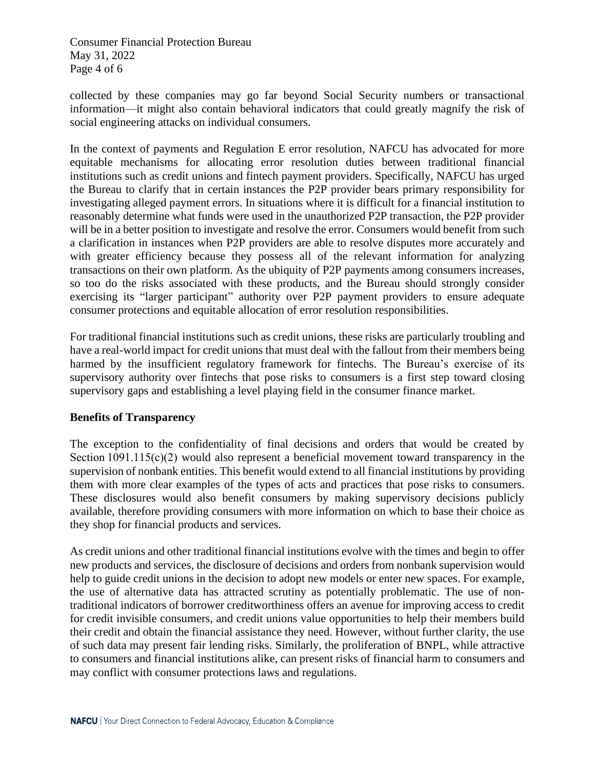collected by these companies may go far beyond Social Security numbers or transactional information—it might also contain behavioral indicators that could greatly magnify the risk of social engineering attacks on individual consumers.

In the context of payments and Regulation E error resolution, NAFCU has advocated for more equitable mechanisms for allocating error resolution duties between traditional financial institutions such as credit unions and fintech payment providers. Specifically, NAFCU has urged the Bureau to clarify that in certain instances the P2P provider bears primary responsibility for investigating alleged payment errors. In situations where it is difficult for a financial institution to reasonably determine what funds were used in the unauthorized P2P transaction, the P2P provider will be in a better position to investigate and resolve the error. Consumers would benefit from such a clarification in instances when P2P providers are able to resolve disputes more accurately and with greater efficiency because they possess all of the relevant information for analyzing transactions on their own platform. As the ubiquity of P2P payments among consumers increases, so too do the risks associated with these products, and the Bureau should strongly consider exercising its "larger participant" authority over P2P payment providers to ensure adequate consumer protections and equitable allocation of error resolution responsibilities.

For traditional financial institutions such as credit unions, these risks are particularly troubling and have a real-world impact for credit unions that must deal with the fallout from their members being harmed by the insufficient regulatory framework for fintechs. The Bureau's exercise of its supervisory authority over fintechs that pose risks to consumers is a first step toward closing supervisory gaps and establishing a level playing field in the consumer finance market.

**Benefits of Transparency**

The exception to the confidentiality of final decisions and orders that would be created by Section 1091.115(c)(2) would also represent a beneficial movement toward transparency in the supervision of nonbank entities. This benefit would extend to all financial institutions by providing them with more clear examples of the types of acts and practices that pose risks to consumers. These disclosures would also benefit consumers by making supervisory decisions publicly available, therefore providing consumers with more information on which to base their choice as they shop for financial products and services.

As credit unions and other traditional financial institutions evolve with the times and begin to offer new products and services, the disclosure of decisions and orders from nonbank supervision would help to guide credit unions in the decision to adopt new models or enter new spaces. For example, the use of alternative data has attracted scrutiny as potentially problematic. The use of non-traditional indicators of borrower creditworthiness offers an avenue for improving access to credit for credit invisible consumers, and credit unions value opportunities to help their members build their credit and obtain the financial assistance they need. However, without further clarity, the use of such data may present fair lending risks. Similarly, the proliferation of BNPL, while attractive to consumers and financial institutions alike, can present risks of financial harm to consumers and may conflict with consumer protections laws and regulations.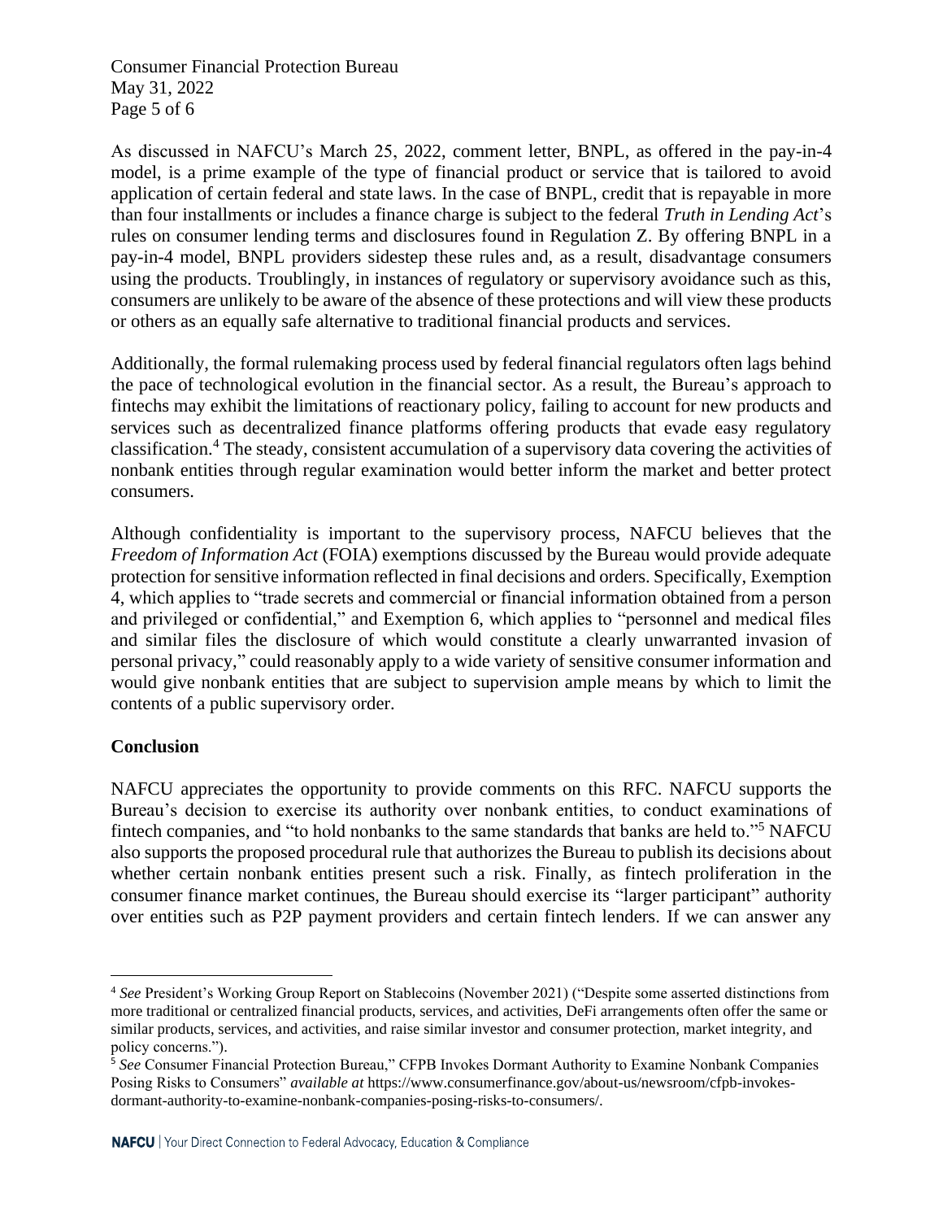As discussed in NAFCU's March 25, 2022, comment letter, BNPL, as offered in the pay-in-4 model, is a prime example of the type of financial product or service that is tailored to avoid application of certain federal and state laws. In the case of BNPL, credit that is repayable in more than four installments or includes a finance charge is subject to the federal *Truth in Lending Act*'s rules on consumer lending terms and disclosures found in Regulation Z. By offering BNPL in a pay-in-4 model, BNPL providers sidestep these rules and, as a result, disadvantage consumers using the products. Troublingly, in instances of regulatory or supervisory avoidance such as this, consumers are unlikely to be aware of the absence of these protections and will view these products or others as an equally safe alternative to traditional financial products and services.

Additionally, the formal rulemaking process used by federal financial regulators often lags behind the pace of technological evolution in the financial sector. As a result, the Bureau's approach to fintechs may exhibit the limitations of reactionary policy, failing to account for new products and services such as decentralized finance platforms offering products that evade easy regulatory classification.[4] The steady, consistent accumulation of a supervisory data covering the activities of nonbank entities through regular examination would better inform the market and better protect consumers.

Although confidentiality is important to the supervisory process, NAFCU believes that the *Freedom of Information Act* (FOIA) exemptions discussed by the Bureau would provide adequate protection for sensitive information reflected in final decisions and orders. Specifically, Exemption 4, which applies to "trade secrets and commercial or financial information obtained from a person and privileged or confidential," and Exemption 6, which applies to "personnel and medical files and similar files the disclosure of which would constitute a clearly unwarranted invasion of personal privacy," could reasonably apply to a wide variety of sensitive consumer information and would give nonbank entities that are subject to supervision ample means by which to limit the contents of a public supervisory order.

**Conclusion**

NAFCU appreciates the opportunity to provide comments on this RFC. NAFCU supports the Bureau's decision to exercise its authority over nonbank entities, to conduct examinations of fintech companies, and "to hold nonbanks to the same standards that banks are held to."[5] NAFCU also supports the proposed procedural rule that authorizes the Bureau to publish its decisions about whether certain nonbank entities present such a risk. Finally, as fintech proliferation in the consumer finance market continues, the Bureau should exercise its "larger participant" authority over entities such as P2P payment providers and certain fintech lenders. If we can answer any

---

[4] *See* President's Working Group Report on Stablecoins (November 2021) ("Despite some asserted distinctions from more traditional or centralized financial products, services, and activities, DeFi arrangements often offer the same or similar products, services, and activities, and raise similar investor and consumer protection, market integrity, and policy concerns.").

[5] *See* Consumer Financial Protection Bureau," CFPB Invokes Dormant Authority to Examine Nonbank Companies Posing Risks to Consumers" *available at* https://www.consumerfinance.gov/about-us/newsroom/cfpb-invokes-dormant-authority-to-examine-nonbank-companies-posing-risks-to-consumers/.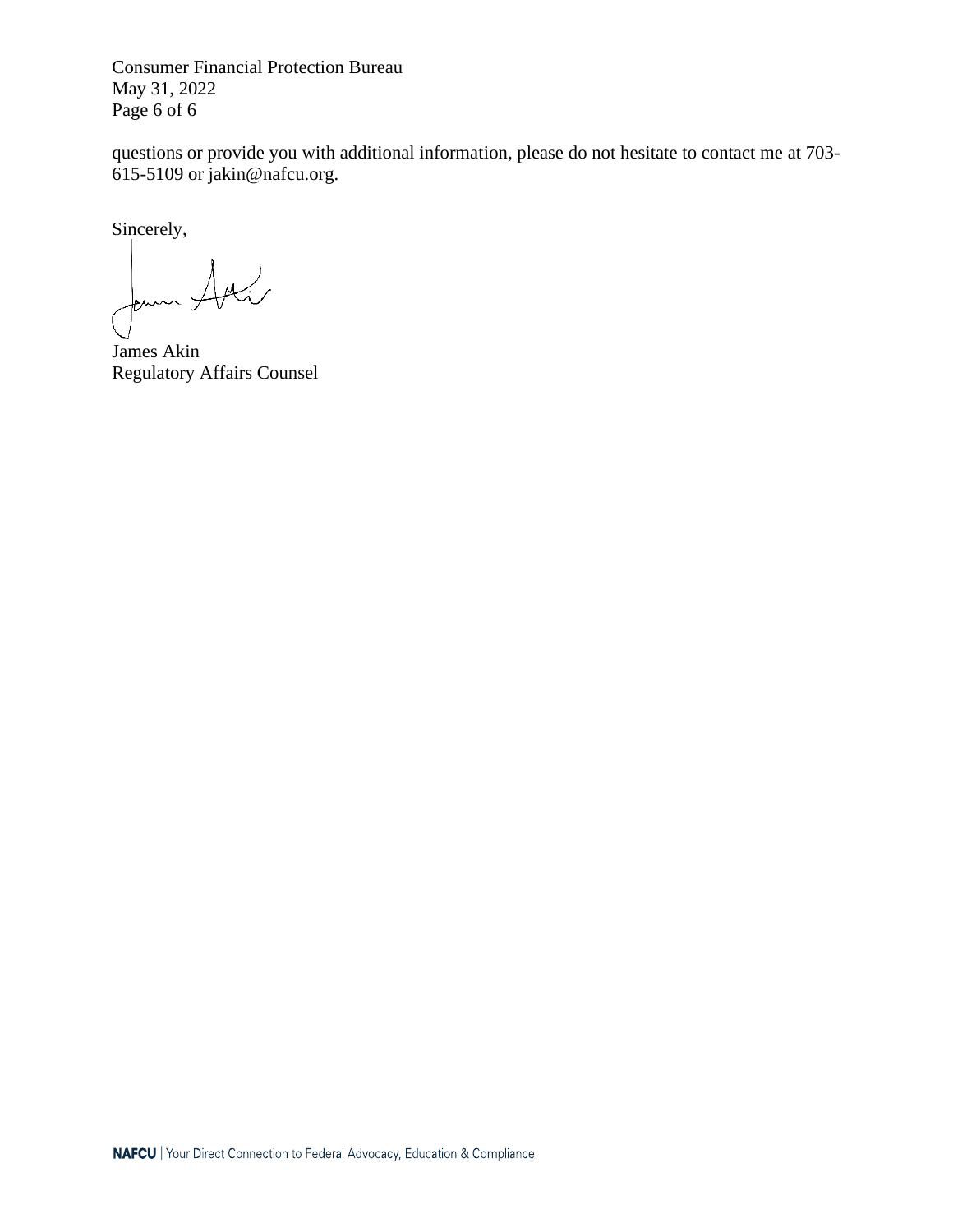questions or provide you with additional information, please do not hesitate to contact me at 703-615-5109 or jakin@nafcu.org.

Sincerely,

James Akin
Regulatory Affairs Counsel